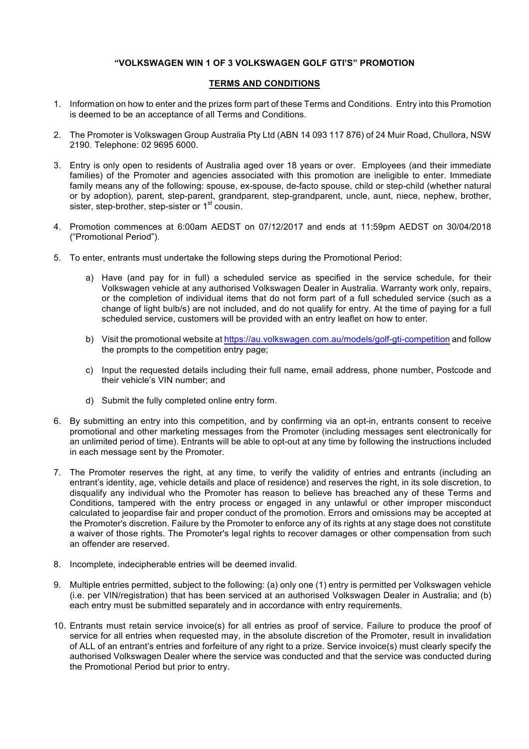# "VOLKSWAGEN WIN 1 OF 3 VOLKSWAGEN GOLF GTI'S" PROMOTION

## TERMS AND CONDITIONS

1. Information on how to enter and the prizes form part of these Terms and Conditions. Entry into this Promotion is deemed to be an acceptance of all Terms and Conditions.

2. The Promoter is Volkswagen Group Australia Pty Ltd (ABN 14 093 117 876) of 24 Muir Road, Chullora, NSW 2190. Telephone: 02 9695 6000.

3. Entry is only open to residents of Australia aged over 18 years or over. Employees (and their immediate families) of the Promoter and agencies associated with this promotion are ineligible to enter. Immediate family means any of the following: spouse, ex-spouse, de-facto spouse, child or step-child (whether natural or by adoption), parent, step-parent, grandparent, step-grandparent, uncle, aunt, niece, nephew, brother, sister, step-brother, step-sister or 1st cousin.

4. Promotion commences at 6:00am AEDST on 07/12/2017 and ends at 11:59pm AEDST on 30/04/2018 ("Promotional Period").

5. To enter, entrants must undertake the following steps during the Promotional Period:

   a) Have (and pay for in full) a scheduled service as specified in the service schedule, for their Volkswagen vehicle at any authorised Volkswagen Dealer in Australia. Warranty work only, repairs, or the completion of individual items that do not form part of a full scheduled service (such as a change of light bulb/s) are not included, and do not qualify for entry. At the time of paying for a full scheduled service, customers will be provided with an entry leaflet on how to enter.

   b) Visit the promotional website at https://au.volkswagen.com.au/models/golf-gti-competition and follow the prompts to the competition entry page;

   c) Input the requested details including their full name, email address, phone number, Postcode and their vehicle's VIN number; and

   d) Submit the fully completed online entry form.

6. By submitting an entry into this competition, and by confirming via an opt-in, entrants consent to receive promotional and other marketing messages from the Promoter (including messages sent electronically for an unlimited period of time). Entrants will be able to opt-out at any time by following the instructions included in each message sent by the Promoter.

7. The Promoter reserves the right, at any time, to verify the validity of entries and entrants (including an entrant's identity, age, vehicle details and place of residence) and reserves the right, in its sole discretion, to disqualify any individual who the Promoter has reason to believe has breached any of these Terms and Conditions, tampered with the entry process or engaged in any unlawful or other improper misconduct calculated to jeopardise fair and proper conduct of the promotion. Errors and omissions may be accepted at the Promoter's discretion. Failure by the Promoter to enforce any of its rights at any stage does not constitute a waiver of those rights. The Promoter's legal rights to recover damages or other compensation from such an offender are reserved.

8. Incomplete, indecipherable entries will be deemed invalid.

9. Multiple entries permitted, subject to the following: (a) only one (1) entry is permitted per Volkswagen vehicle (i.e. per VIN/registration) that has been serviced at an authorised Volkswagen Dealer in Australia; and (b) each entry must be submitted separately and in accordance with entry requirements.

10. Entrants must retain service invoice(s) for all entries as proof of service. Failure to produce the proof of service for all entries when requested may, in the absolute discretion of the Promoter, result in invalidation of ALL of an entrant's entries and forfeiture of any right to a prize. Service invoice(s) must clearly specify the authorised Volkswagen Dealer where the service was conducted and that the service was conducted during the Promotional Period but prior to entry.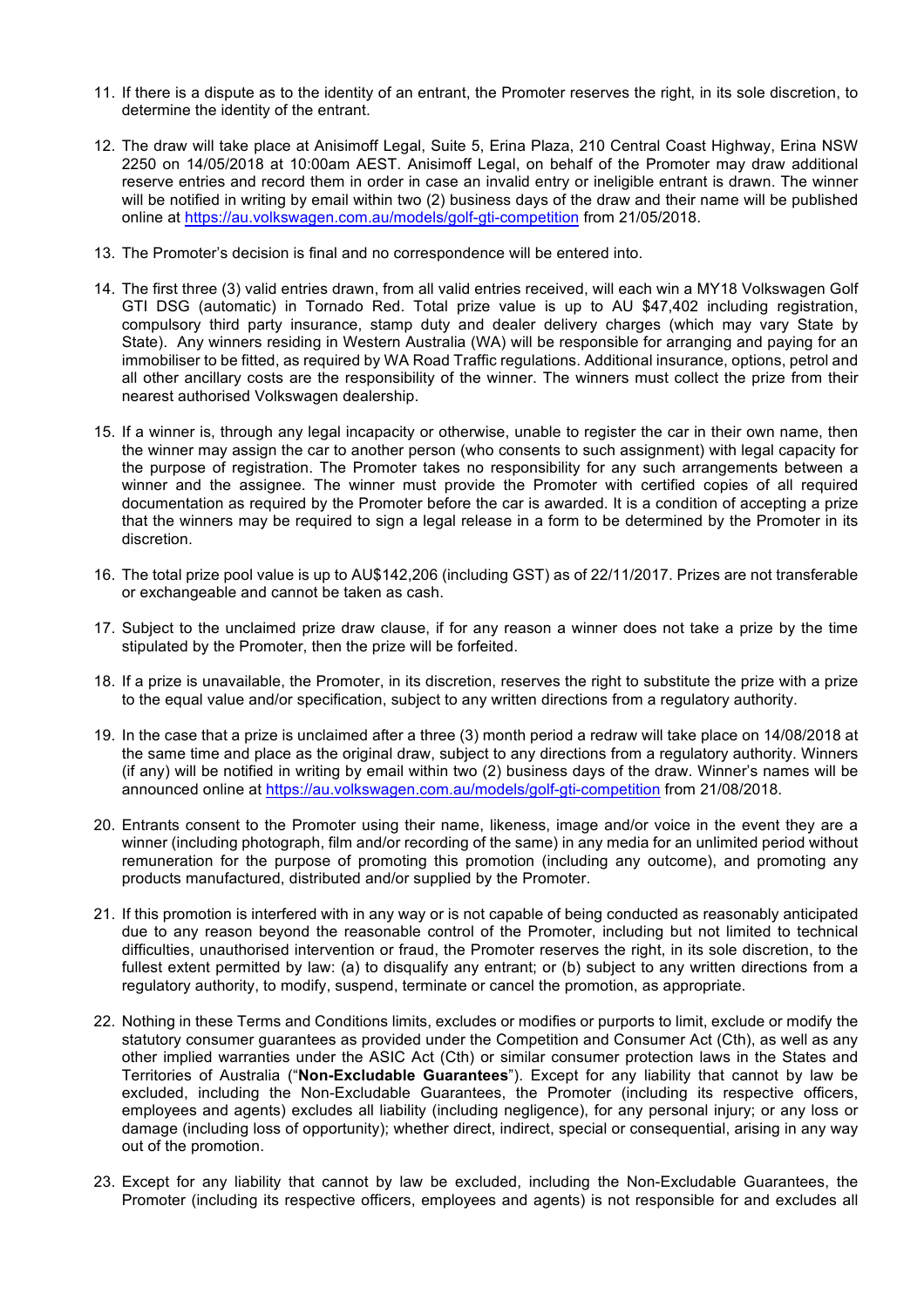11. If there is a dispute as to the identity of an entrant, the Promoter reserves the right, in its sole discretion, to determine the identity of the entrant.

12. The draw will take place at Anisimoff Legal, Suite 5, Erina Plaza, 210 Central Coast Highway, Erina NSW 2250 on 14/05/2018 at 10:00am AEST. Anisimoff Legal, on behalf of the Promoter may draw additional reserve entries and record them in order in case an invalid entry or ineligible entrant is drawn. The winner will be notified in writing by email within two (2) business days of the draw and their name will be published online at https://au.volkswagen.com.au/models/golf-gti-competition from 21/05/2018.

13. The Promoter's decision is final and no correspondence will be entered into.

14. The first three (3) valid entries drawn, from all valid entries received, will each win a MY18 Volkswagen Golf GTI DSG (automatic) in Tornado Red. Total prize value is up to AU $47,402 including registration, compulsory third party insurance, stamp duty and dealer delivery charges (which may vary State by State). Any winners residing in Western Australia (WA) will be responsible for arranging and paying for an immobiliser to be fitted, as required by WA Road Traffic regulations. Additional insurance, options, petrol and all other ancillary costs are the responsibility of the winner. The winners must collect the prize from their nearest authorised Volkswagen dealership.

15. If a winner is, through any legal incapacity or otherwise, unable to register the car in their own name, then the winner may assign the car to another person (who consents to such assignment) with legal capacity for the purpose of registration. The Promoter takes no responsibility for any such arrangements between a winner and the assignee. The winner must provide the Promoter with certified copies of all required documentation as required by the Promoter before the car is awarded. It is a condition of accepting a prize that the winners may be required to sign a legal release in a form to be determined by the Promoter in its discretion.

16. The total prize pool value is up to AU$142,206 (including GST) as of 22/11/2017. Prizes are not transferable or exchangeable and cannot be taken as cash.

17. Subject to the unclaimed prize draw clause, if for any reason a winner does not take a prize by the time stipulated by the Promoter, then the prize will be forfeited.

18. If a prize is unavailable, the Promoter, in its discretion, reserves the right to substitute the prize with a prize to the equal value and/or specification, subject to any written directions from a regulatory authority.

19. In the case that a prize is unclaimed after a three (3) month period a redraw will take place on 14/08/2018 at the same time and place as the original draw, subject to any directions from a regulatory authority. Winners (if any) will be notified in writing by email within two (2) business days of the draw. Winner's names will be announced online at https://au.volkswagen.com.au/models/golf-gti-competition from 21/08/2018.

20. Entrants consent to the Promoter using their name, likeness, image and/or voice in the event they are a winner (including photograph, film and/or recording of the same) in any media for an unlimited period without remuneration for the purpose of promoting this promotion (including any outcome), and promoting any products manufactured, distributed and/or supplied by the Promoter.

21. If this promotion is interfered with in any way or is not capable of being conducted as reasonably anticipated due to any reason beyond the reasonable control of the Promoter, including but not limited to technical difficulties, unauthorised intervention or fraud, the Promoter reserves the right, in its sole discretion, to the fullest extent permitted by law: (a) to disqualify any entrant; or (b) subject to any written directions from a regulatory authority, to modify, suspend, terminate or cancel the promotion, as appropriate.

22. Nothing in these Terms and Conditions limits, excludes or modifies or purports to limit, exclude or modify the statutory consumer guarantees as provided under the Competition and Consumer Act (Cth), as well as any other implied warranties under the ASIC Act (Cth) or similar consumer protection laws in the States and Territories of Australia ("**Non-Excludable Guarantees**"). Except for any liability that cannot by law be excluded, including the Non-Excludable Guarantees, the Promoter (including its respective officers, employees and agents) excludes all liability (including negligence), for any personal injury; or any loss or damage (including loss of opportunity); whether direct, indirect, special or consequential, arising in any way out of the promotion.

23. Except for any liability that cannot by law be excluded, including the Non-Excludable Guarantees, the Promoter (including its respective officers, employees and agents) is not responsible for and excludes all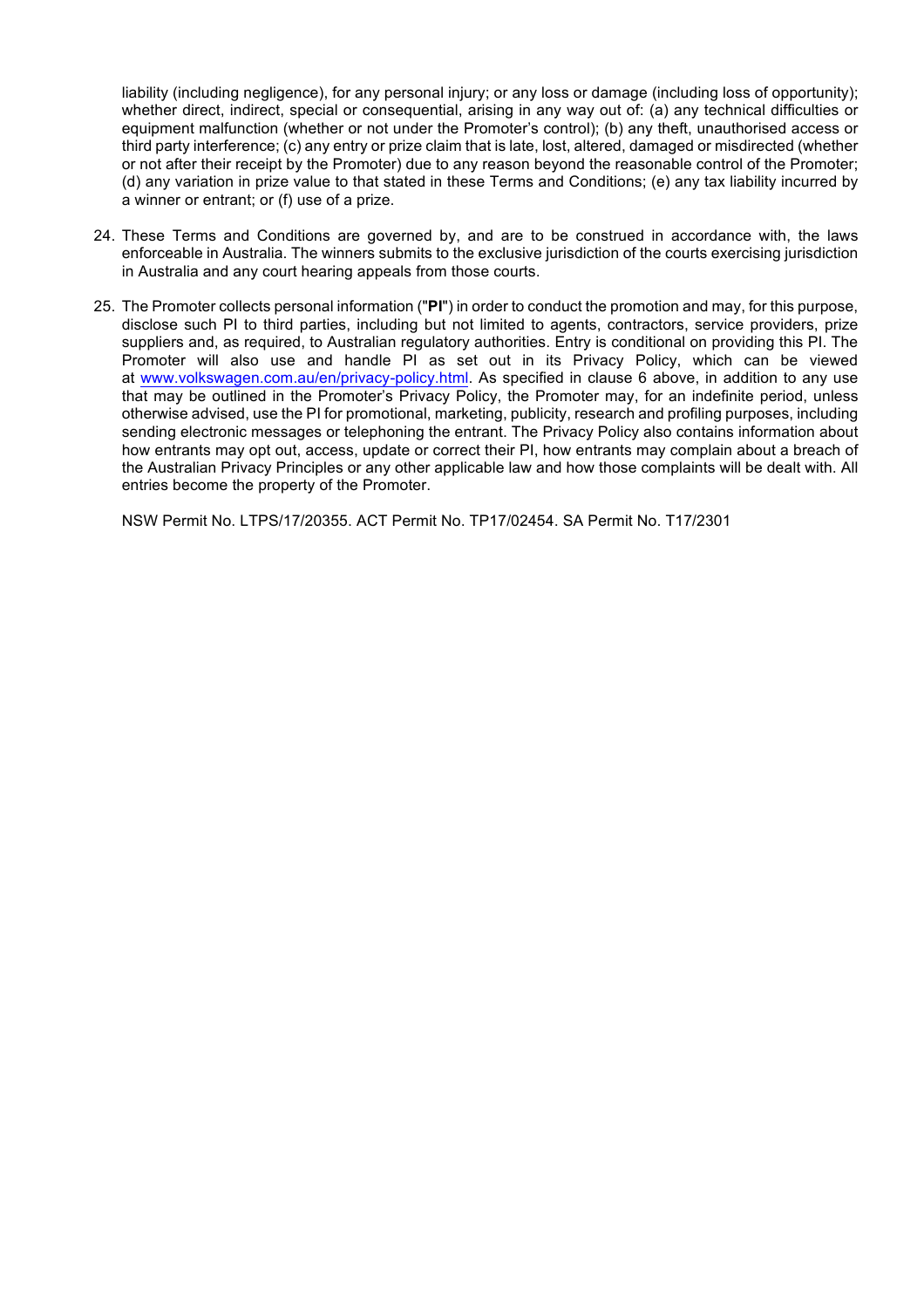liability (including negligence), for any personal injury; or any loss or damage (including loss of opportunity); whether direct, indirect, special or consequential, arising in any way out of: (a) any technical difficulties or equipment malfunction (whether or not under the Promoter's control); (b) any theft, unauthorised access or third party interference; (c) any entry or prize claim that is late, lost, altered, damaged or misdirected (whether or not after their receipt by the Promoter) due to any reason beyond the reasonable control of the Promoter; (d) any variation in prize value to that stated in these Terms and Conditions; (e) any tax liability incurred by a winner or entrant; or (f) use of a prize.

24. These Terms and Conditions are governed by, and are to be construed in accordance with, the laws enforceable in Australia. The winners submits to the exclusive jurisdiction of the courts exercising jurisdiction in Australia and any court hearing appeals from those courts.

25. The Promoter collects personal information ("**PI**") in order to conduct the promotion and may, for this purpose, disclose such PI to third parties, including but not limited to agents, contractors, service providers, prize suppliers and, as required, to Australian regulatory authorities. Entry is conditional on providing this PI. The Promoter will also use and handle PI as set out in its Privacy Policy, which can be viewed at [www.volkswagen.com.au/en/privacy-policy.html](http://www.volkswagen.com.au/en/privacy-policy.html). As specified in clause 6 above, in addition to any use that may be outlined in the Promoter's Privacy Policy, the Promoter may, for an indefinite period, unless otherwise advised, use the PI for promotional, marketing, publicity, research and profiling purposes, including sending electronic messages or telephoning the entrant. The Privacy Policy also contains information about how entrants may opt out, access, update or correct their PI, how entrants may complain about a breach of the Australian Privacy Principles or any other applicable law and how those complaints will be dealt with. All entries become the property of the Promoter.

NSW Permit No. LTPS/17/20355. ACT Permit No. TP17/02454. SA Permit No. T17/2301